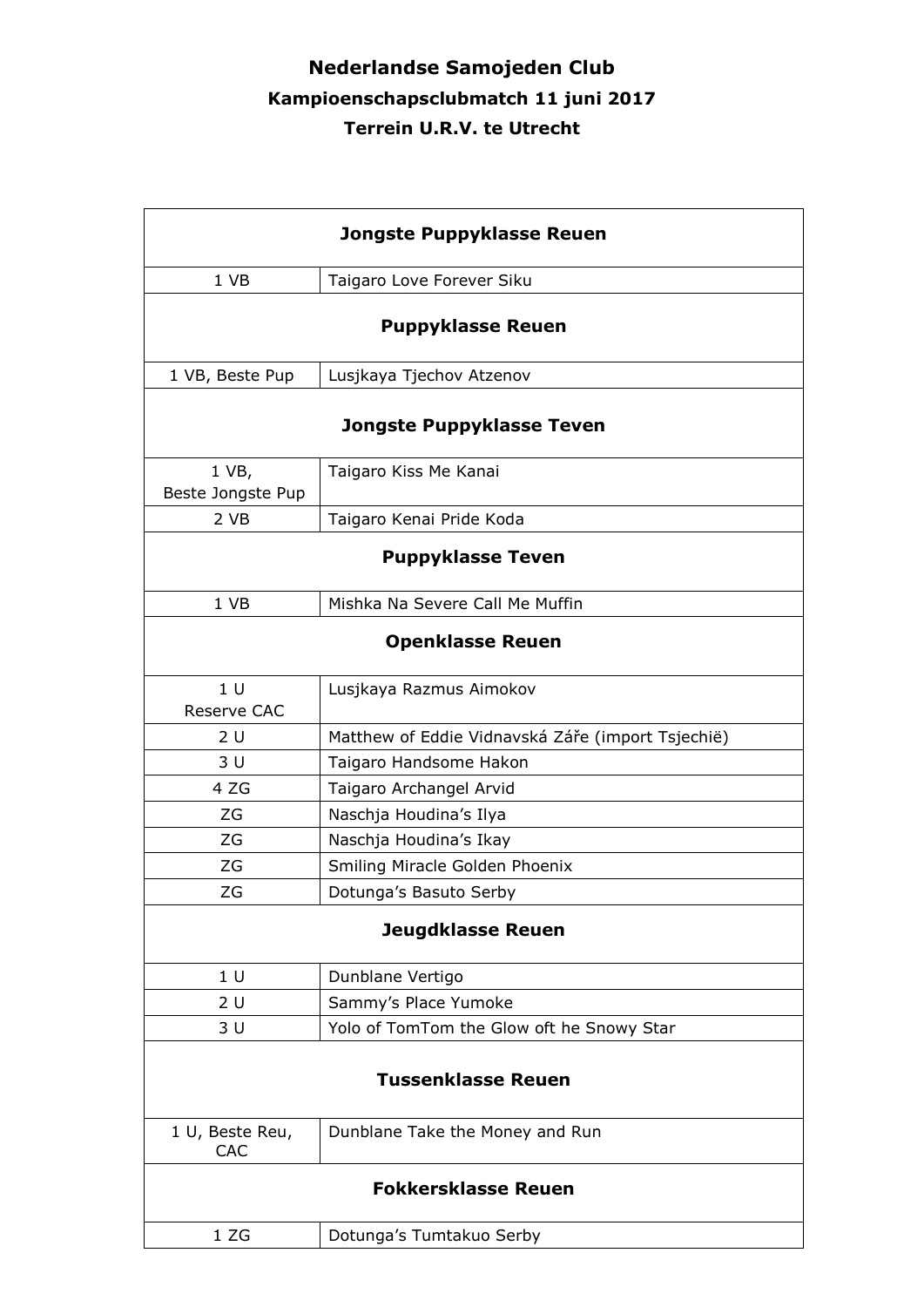# Nederlandse Samojeden Club

## Kampioenschapsclubmatch 11 juni 2017

## Terrein U.R.V. te Utrecht

| Jongste Puppyklasse Reuen | |
|---|---|
| 1 VB | Taigaro Love Forever Siku |
| **Puppyklasse Reuen** | |
| 1 VB, Beste Pup | Lusjkaya Tjechov Atzenov |
| **Jongste Puppyklasse Teven** | |
| 1 VB, Beste Jongste Pup | Taigaro Kiss Me Kanai |
| 2 VB | Taigaro Kenai Pride Koda |
| **Puppyklasse Teven** | |
| 1 VB | Mishka Na Severe Call Me Muffin |
| **Openklasse Reuen** | |
| 1 U Reserve CAC | Lusjkaya Razmus Aimokov |
| 2 U | Matthew of Eddie Vidnavská Záře (import Tsjechië) |
| 3 U | Taigaro Handsome Hakon |
| 4 ZG | Taigaro Archangel Arvid |
| ZG | Naschja Houdina's Ilya |
| ZG | Naschja Houdina's Ikay |
| ZG | Smiling Miracle Golden Phoenix |
| ZG | Dotunga's Basuto Serby |
| **Jeugdklasse Reuen** | |
| 1 U | Dunblane Vertigo |
| 2 U | Sammy's Place Yumoke |
| 3 U | Yolo of TomTom the Glow oft he Snowy Star |
| **Tussenklasse Reuen** | |
| 1 U, Beste Reu, CAC | Dunblane Take the Money and Run |
| **Fokkersklasse Reuen** | |
| 1 ZG | Dotunga's Tumtakuo Serby |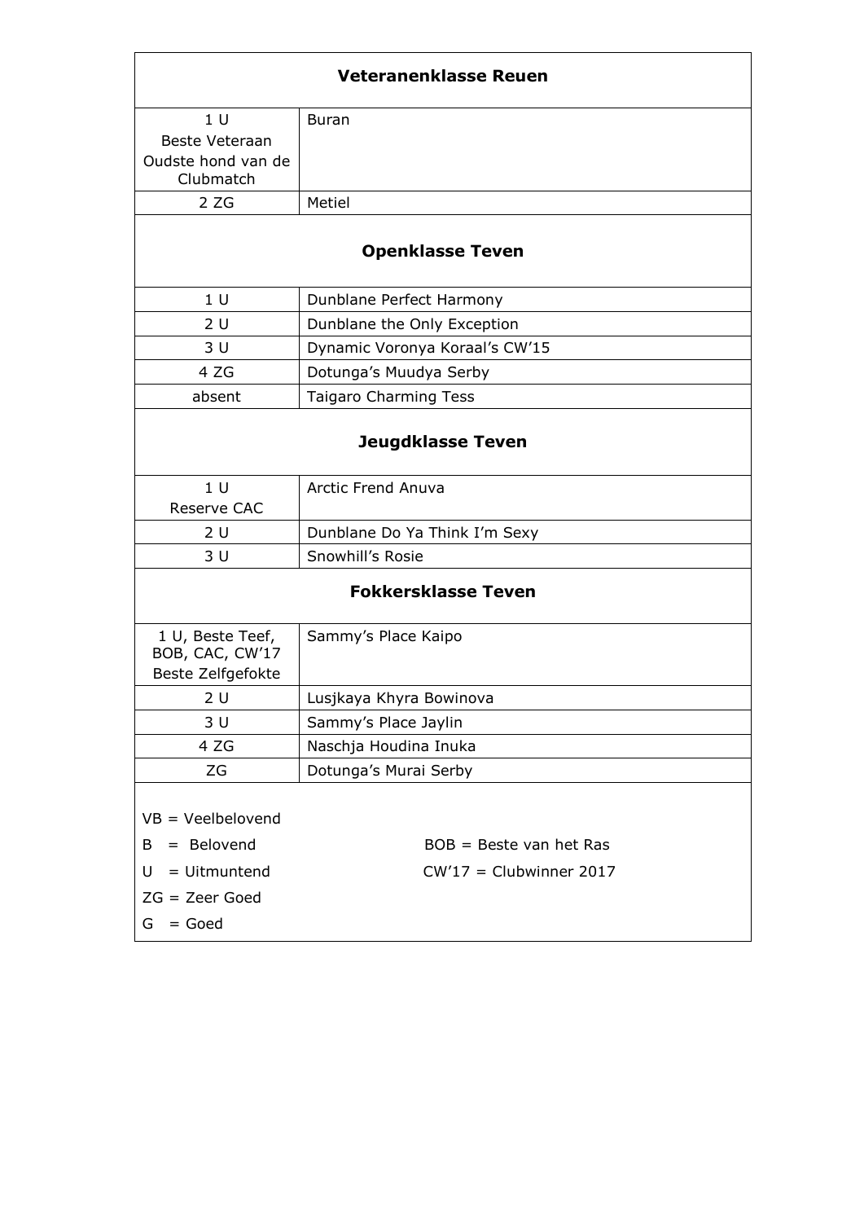| Veteranenklasse Reuen | |
|---|---|
| 1 U<br>Beste Veteraan<br>Oudste hond van de Clubmatch | Buran |
| 2 ZG | Metiel |

| Openklasse Teven | |
|---|---|
| 1 U | Dunblane Perfect Harmony |
| 2 U | Dunblane the Only Exception |
| 3 U | Dynamic Voronya Koraal's CW'15 |
| 4 ZG | Dotunga's Muudya Serby |
| absent | Taigaro Charming Tess |

| Jeugdklasse Teven | |
|---|---|
| 1 U<br>Reserve CAC | Arctic Frend Anuva |
| 2 U | Dunblane Do Ya Think I'm Sexy |
| 3 U | Snowhill's Rosie |

| Fokkersklasse Teven | |
|---|---|
| 1 U, Beste Teef, BOB, CAC, CW'17<br>Beste Zelfgefokte | Sammy's Place Kaipo |
| 2 U | Lusjkaya Khyra Bowinova |
| 3 U | Sammy's Place Jaylin |
| 4 ZG | Naschja Houdina Inuka |
| ZG | Dotunga's Murai Serby |

VB = Veelbelovend
B = Belovend
U = Uitmuntend
ZG = Zeer Goed
G = Goed

BOB = Beste van het Ras
CW'17 = Clubwinner 2017